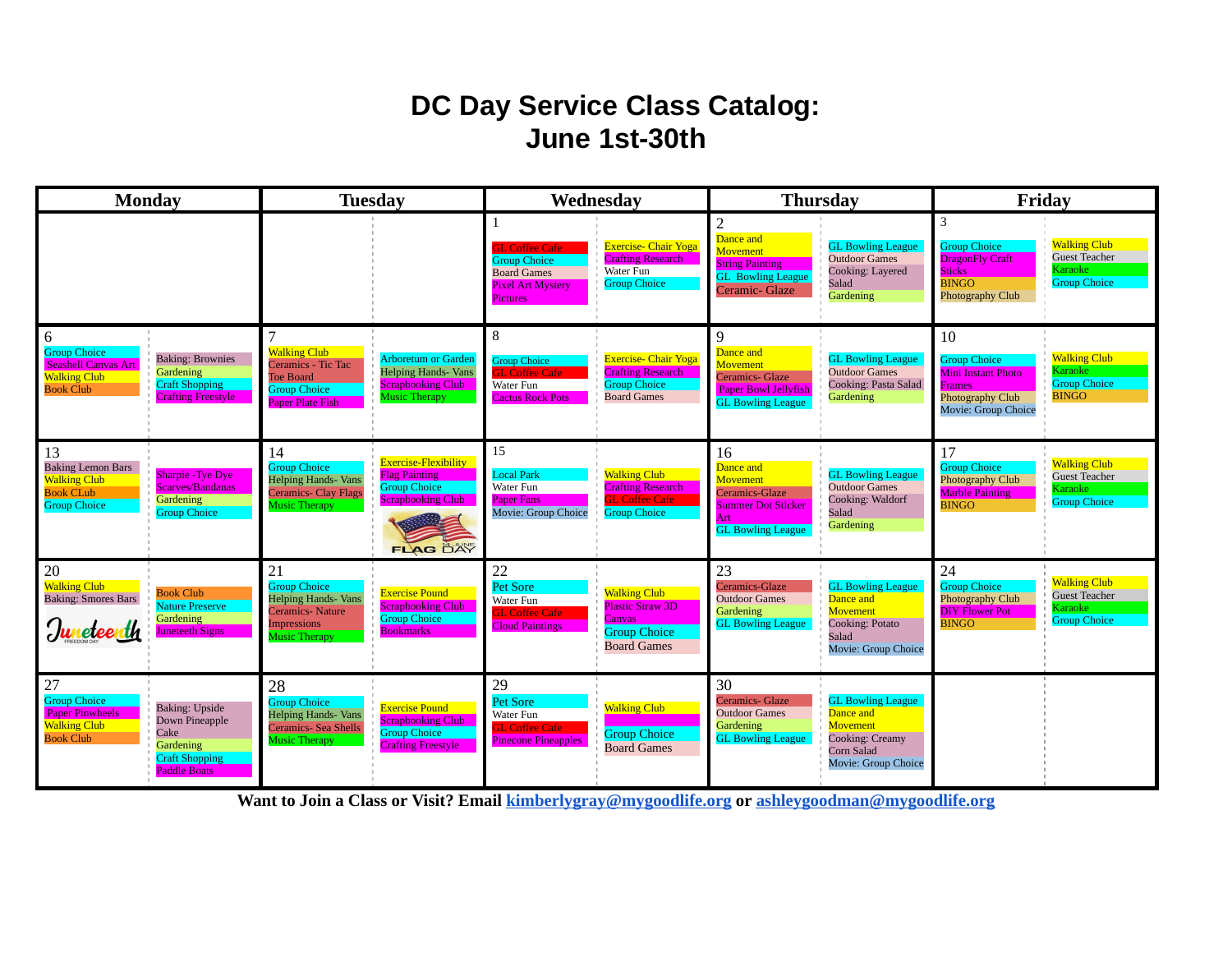# DC Day Service Class Catalog: June 1st-30th

| Monday | Tuesday | Wednesday | Thursday | Friday |
|---|---|---|---|---|
| | | **1**<br>GL Coffee Cafe<br>Group Choice<br>Board Games<br>Pixel Art Mystery Pictures<br>Exercise- Chair Yoga<br>Crafting Research<br>Water Fun<br>Group Choice | **2**<br>Dance and Movement<br>String Painting<br>GL Bowling League<br>Ceramic- Glaze<br>GL Bowling League<br>Outdoor Games<br>Cooking: Layered Salad<br>Gardening | **3**<br>Group Choice<br>DragonFly Craft Sticks<br>BINGO<br>Photography Club<br>Walking Club<br>Guest Teacher<br>Karaoke<br>Group Choice |
| **6**<br>Group Choice<br>Seashell Canvas Art<br>Walking Club<br>Book Club<br>Baking: Brownies<br>Gardening<br>Craft Shopping<br>Crafting Freestyle | **7**<br>Walking Club<br>Ceramics - Tic Tac Toe Board<br>Group Choice<br>Paper Plate Fish<br>Arboretum or Garden<br>Helping Hands- Vans<br>Scrapbooking Club<br>Music Therapy | **8**<br>Group Choice<br>GL Coffee Cafe<br>Water Fun<br>Cactus Rock Pots<br>Exercise- Chair Yoga<br>Crafting Research<br>Group Choice<br>Board Games | **9**<br>Dance and Movement<br>Ceramics- Glaze<br>Paper Bowl Jellyfish<br>GL Bowling League<br>GL Bowling League<br>Outdoor Games<br>Cooking: Pasta Salad<br>Gardening | **10**<br>Group Choice<br>Mini Instant Photo Frames<br>Photography Club<br>Movie: Group Choice<br>Walking Club<br>Karaoke<br>Group Choice<br>BINGO |
| **13**<br>Baking Lemon Bars<br>Walking Club<br>Book CLub<br>Group Choice<br>Sharpie -Tye Dye Scarves/Bandanas<br>Gardening<br>Group Choice | **14**<br>Group Choice<br>Helping Hands- Vans<br>Ceramics- Clay Flags<br>Music Therapy<br>Exercise-Flexibility<br>Flag Painting<br>Group Choice<br>Scrapbooking Club<br>FLAG DAY 14 JUNE | **15**<br>Local Park<br>Water Fun<br>Paper Fans<br>Movie: Group Choice<br>Walking Club<br>Crafting Research<br>GL Coffee Cafe<br>Group Choice | **16**<br>Dance and Movement<br>Ceramics-Glaze<br>Summer Dot Sticker Art<br>GL Bowling League<br>GL Bowling League<br>Outdoor Games<br>Cooking: Waldorf Salad<br>Gardening | **17**<br>Group Choice<br>Photography Club<br>Marble Painting<br>BINGO<br>Walking Club<br>Guest Teacher<br>Karaoke<br>Group Choice |
| **20**<br>Walking Club<br>Baking: Smores Bars<br>Juneteenth FREEDOM DAY<br>Book Club<br>Nature Preserve<br>Gardening<br>Juneteenth Signs | **21**<br>Group Choice<br>Helping Hands- Vans<br>Ceramics- Nature Impressions<br>Music Therapy<br>Exercise Pound<br>Scrapbooking Club<br>Group Choice<br>Bookmarks | **22**<br>Pet Sore<br>Water Fun<br>GL Coffee Cafe<br>Cloud Paintings<br>Walking Club<br>Plastic Straw 3D Canvas<br>Group Choice<br>Board Games | **23**<br>Ceramics-Glaze<br>Outdoor Games<br>Gardening<br>GL Bowling League<br>GL Bowling League<br>Dance and Movement<br>Cooking: Potato Salad<br>Movie: Group Choice | **24**<br>Group Choice<br>Photography Club<br>DIY Flower Pot<br>BINGO<br>Walking Club<br>Guest Teacher<br>Karaoke<br>Group Choice |
| **27**<br>Group Choice<br>Paper Pinwheels<br>Walking Club<br>Book Club<br>Baking: Upside Down Pineapple Cake<br>Gardening<br>Craft Shopping<br>Paddle Boats | **28**<br>Group Choice<br>Helping Hands- Vans<br>Ceramics- Sea Shells<br>Music Therapy<br>Exercise Pound<br>Scrapbooking Club<br>Group Choice<br>Crafting Freestyle | **29**<br>Pet Sore<br>Water Fun<br>GL Coffee Cafe<br>Pinecone Pineapples<br>Walking Club<br>Group Choice<br>Board Games | **30**<br>Ceramics- Glaze<br>Outdoor Games<br>Gardening<br>GL Bowling League<br>GL Bowling League<br>Dance and Movement<br>Cooking: Creamy Corn Salad<br>Movie: Group Choice | |

**Want to Join a Class or Visit? Email kimberlygray@mygoodlife.org or ashleygoodman@mygoodlife.org**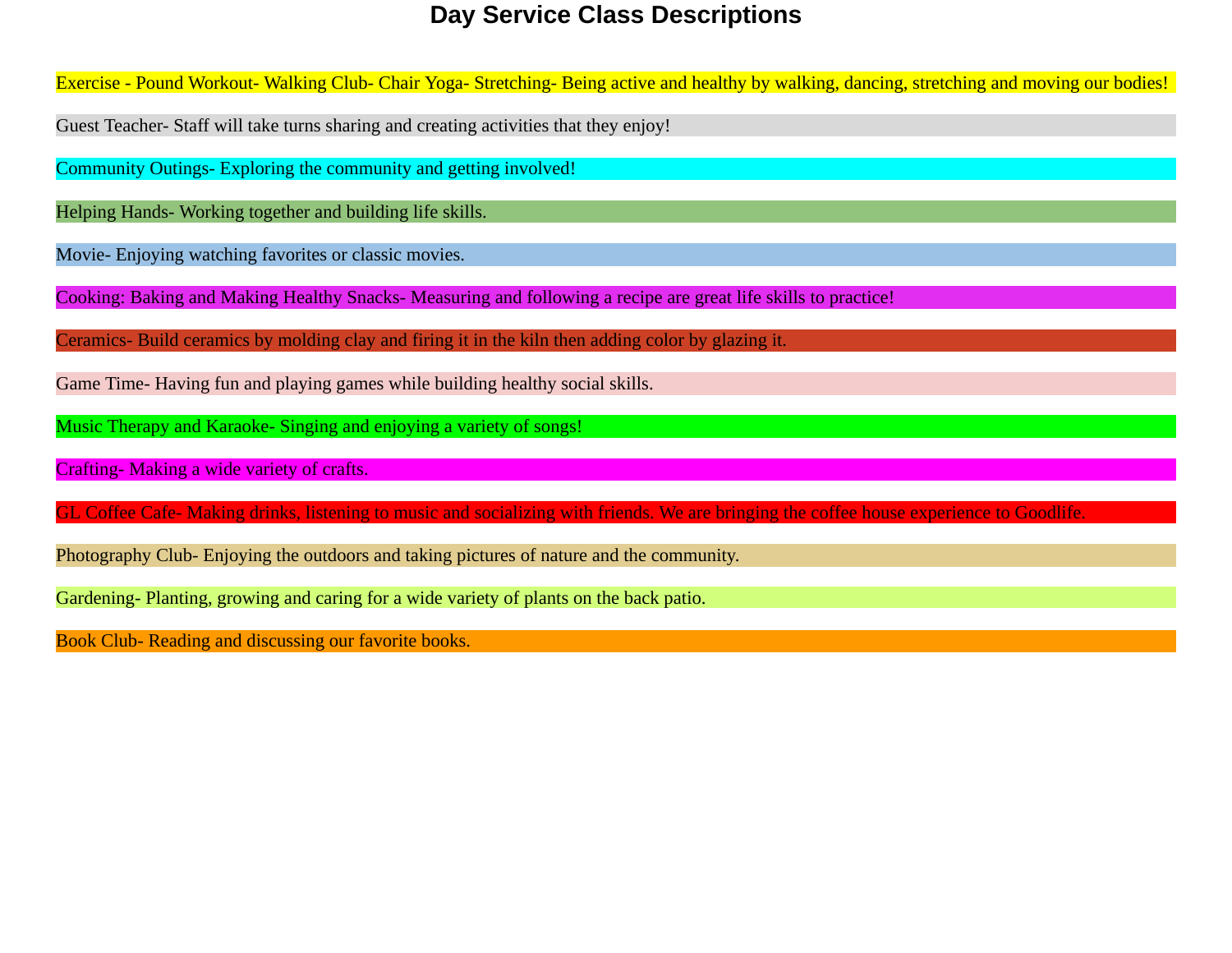# Day Service Class Descriptions

Exercise - Pound Workout- Walking Club- Chair Yoga- Stretching- Being active and healthy by walking, dancing, stretching and moving our bodies!

Guest Teacher- Staff will take turns sharing and creating activities that they enjoy!

Community Outings- Exploring the community and getting involved!

Helping Hands- Working together and building life skills.

Movie- Enjoying watching favorites or classic movies.

Cooking: Baking and Making Healthy Snacks- Measuring and following a recipe are great life skills to practice!

Ceramics- Build ceramics by molding clay and firing it in the kiln then adding color by glazing it.

Game Time- Having fun and playing games while building healthy social skills.

Music Therapy and Karaoke- Singing and enjoying a variety of songs!

Crafting- Making a wide variety of crafts.

GL Coffee Cafe- Making drinks, listening to music and socializing with friends. We are bringing the coffee house experience to Goodlife.

Photography Club- Enjoying the outdoors and taking pictures of nature and the community.

Gardening- Planting, growing and caring for a wide variety of plants on the back patio.

Book Club- Reading and discussing our favorite books.